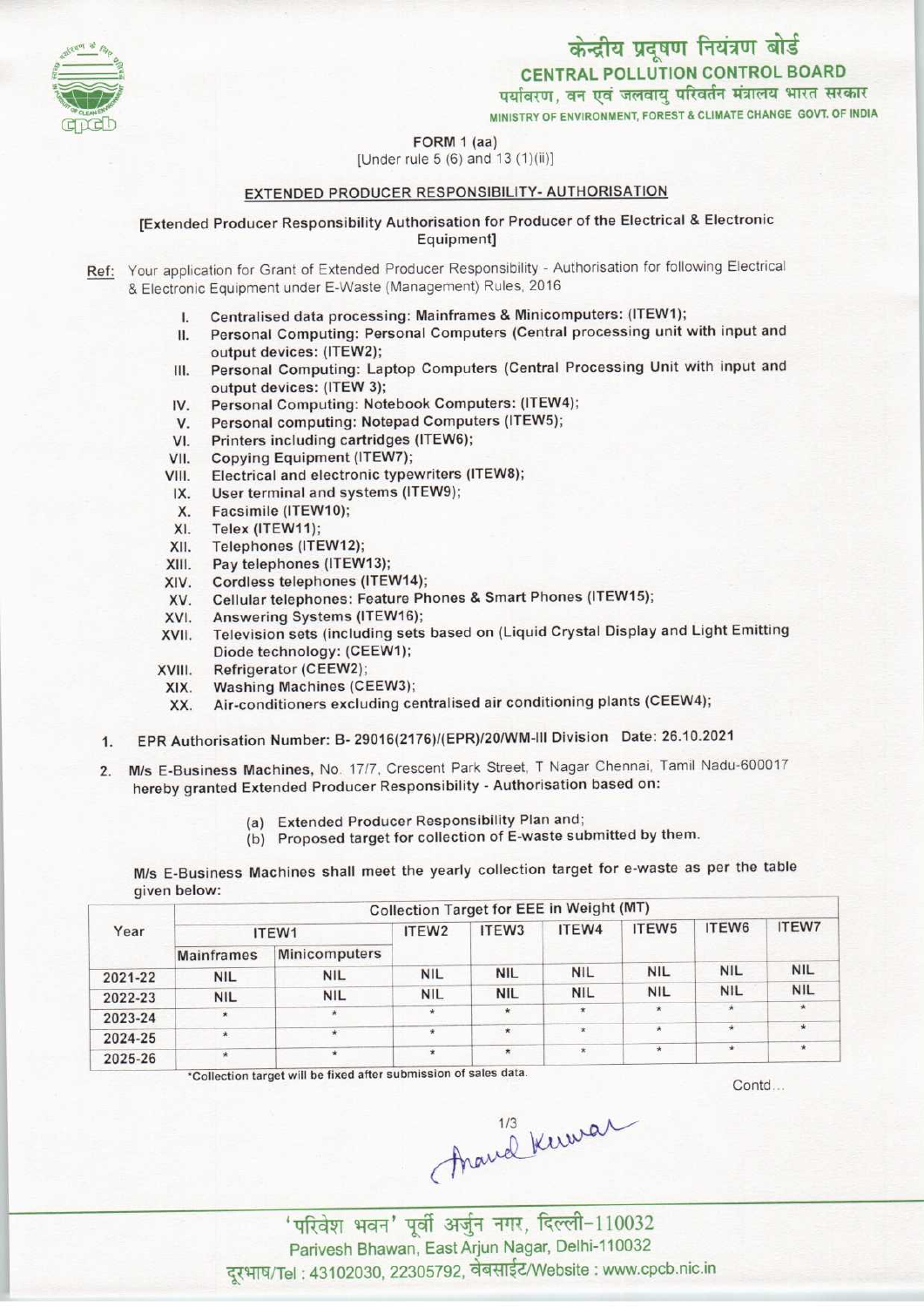केन्द्रीय प्रदूषण नियंत्रण बोर्ड

CENTRAL POLLUTION CONTROL BOARD

पर्यावरण, वन एवं जलवायु परिवर्तन मंत्रालय भारत सरकार

MINISTRY OF ENVIRONMENT, FOREST & CLIMATE CHANGE GOVT. OF INDIA

FORM 1 (aa)

[Under rule 5 (6) and 13 (1)(ii)]

## EXTENDED PRODUCER RESPONSIBILITY- AUTHORISATION

[Extended Producer Responsibility Authorisation for Producer of the Electrical & Electronic Equipment]

Ref: Your application for Grant of Extended Producer Responsibility - Authorisation for following Electrical & Electronic Equipment under E-Waste (Management) Rules, 2016

I. Centralised data processing: Mainframes & Minicomputers: (ITEW1);
II. Personal Computing: Personal Computers (Central processing unit with input and output devices: (ITEW2);
III. Personal Computing: Laptop Computers (Central Processing Unit with input and output devices: (ITEW 3);
IV. Personal Computing: Notebook Computers: (ITEW4);
V. Personal computing: Notepad Computers (ITEW5);
VI. Printers including cartridges (ITEW6);
VII. Copying Equipment (ITEW7);
VIII. Electrical and electronic typewriters (ITEW8);
IX. User terminal and systems (ITEW9);
X. Facsimile (ITEW10);
XI. Telex (ITEW11);
XII. Telephones (ITEW12);
XIII. Pay telephones (ITEW13);
XIV. Cordless telephones (ITEW14);
XV. Cellular telephones: Feature Phones & Smart Phones (ITEW15);
XVI. Answering Systems (ITEW16);
XVII. Television sets (including sets based on (Liquid Crystal Display and Light Emitting Diode technology: (CEEW1);
XVIII. Refrigerator (CEEW2);
XIX. Washing Machines (CEEW3);
XX. Air-conditioners excluding centralised air conditioning plants (CEEW4);

1. EPR Authorisation Number: B- 29016(2176)/(EPR)/20/WM-III Division Date: 26.10.2021

2. M/s E-Business Machines, No. 17/7, Crescent Park Street, T Nagar Chennai, Tamil Nadu-600017 hereby granted Extended Producer Responsibility - Authorisation based on:

   (a) Extended Producer Responsibility Plan and;
   (b) Proposed target for collection of E-waste submitted by them.

M/s E-Business Machines shall meet the yearly collection target for e-waste as per the table given below:

| Year | Collection Target for EEE in Weight (MT) | | | | | | | |
|---|---|---|---|---|---|---|---|---|
| | ITEW1 | | ITEW2 | ITEW3 | ITEW4 | ITEW5 | ITEW6 | ITEW7 |
| | Mainframes | Minicomputers | | | | | | |
| 2021-22 | NIL | NIL | NIL | NIL | NIL | NIL | NIL | NIL |
| 2022-23 | NIL | NIL | NIL | NIL | NIL | NIL | NIL | NIL |
| 2023-24 | * | * | * | * | * | * | * | * |
| 2024-25 | * | * | * | * | * | * | * | * |
| 2025-26 | * | * | * | * | * | * | * | * |

*Collection target will be fixed after submission of sales data.

Contd...

Anand Kumar

'परिवेश भवन' पूर्वी अर्जुन नगर, दिल्ली-110032

Parivesh Bhawan, East Arjun Nagar, Delhi-110032

दूरभाष/Tel : 43102030, 22305792, वेबसाईट/Website : www.cpcb.nic.in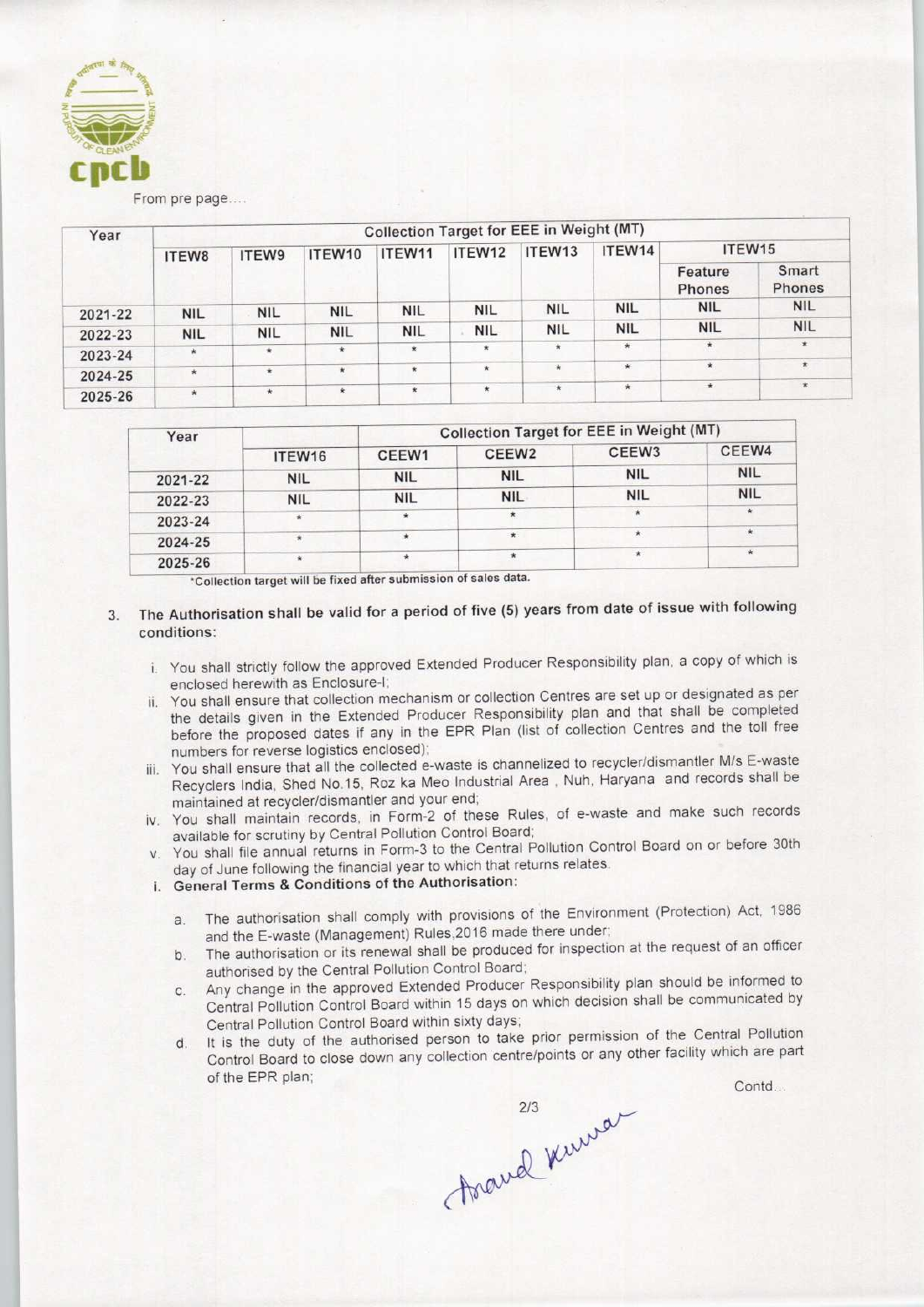From pre page....

| Year | Collection Target for EEE in Weight (MT) | | | | | | | | |
|---|---|---|---|---|---|---|---|---|---|
| | ITEW8 | ITEW9 | ITEW10 | ITEW11 | ITEW12 | ITEW13 | ITEW14 | ITEW15 | |
| | | | | | | | | Feature Phones | Smart Phones |
| 2021-22 | NIL | NIL | NIL | NIL | NIL | NIL | NIL | NIL | NIL |
| 2022-23 | NIL | NIL | NIL | NIL | NIL | NIL | NIL | NIL | NIL |
| 2023-24 | * | * | * | * | * | * | * | * | * |
| 2024-25 | * | * | * | * | * | * | * | * | * |
| 2025-26 | * | * | * | * | * | * | * | * | * |

| Year | Collection Target for EEE in Weight (MT) | | | | |
|---|---|---|---|---|---|
| | ITEW16 | CEEW1 | CEEW2 | CEEW3 | CEEW4 |
| 2021-22 | NIL | NIL | NIL | NIL | NIL |
| 2022-23 | NIL | NIL | NIL | NIL | NIL |
| 2023-24 | * | * | * | * | * |
| 2024-25 | * | * | * | * | * |
| 2025-26 | * | * | * | * | * |

*Collection target will be fixed after submission of sales data.

3. The Authorisation shall be valid for a period of five (5) years from date of issue with following conditions:

   i. You shall strictly follow the approved Extended Producer Responsibility plan, a copy of which is enclosed herewith as Enclosure-I;
   
   ii. You shall ensure that collection mechanism or collection Centres are set up or designated as per the details given in the Extended Producer Responsibility plan and that shall be completed before the proposed dates if any in the EPR Plan (list of collection Centres and the toll free numbers for reverse logistics enclosed);
   
   iii. You shall ensure that all the collected e-waste is channelized to recycler/dismantler M/s E-waste Recyclers India, Shed No.15, Roz ka Meo Industrial Area , Nuh, Haryana and records shall be maintained at recycler/dismantler and your end;
   
   iv. You shall maintain records, in Form-2 of these Rules, of e-waste and make such records available for scrutiny by Central Pollution Control Board;
   
   v. You shall file annual returns in Form-3 to the Central Pollution Control Board on or before 30th day of June following the financial year to which that returns relates.

   i. **General Terms & Conditions of the Authorisation:**

      a. The authorisation shall comply with provisions of the Environment (Protection) Act, 1986 and the E-waste (Management) Rules,2016 made there under;
      
      b. The authorisation or its renewal shall be produced for inspection at the request of an officer authorised by the Central Pollution Control Board;
      
      c. Any change in the approved Extended Producer Responsibility plan should be informed to Central Pollution Control Board within 15 days on which decision shall be communicated by Central Pollution Control Board within sixty days;
      
      d. It is the duty of the authorised person to take prior permission of the Central Pollution Control Board to close down any collection centre/points or any other facility which are part of the EPR plan;

Contd...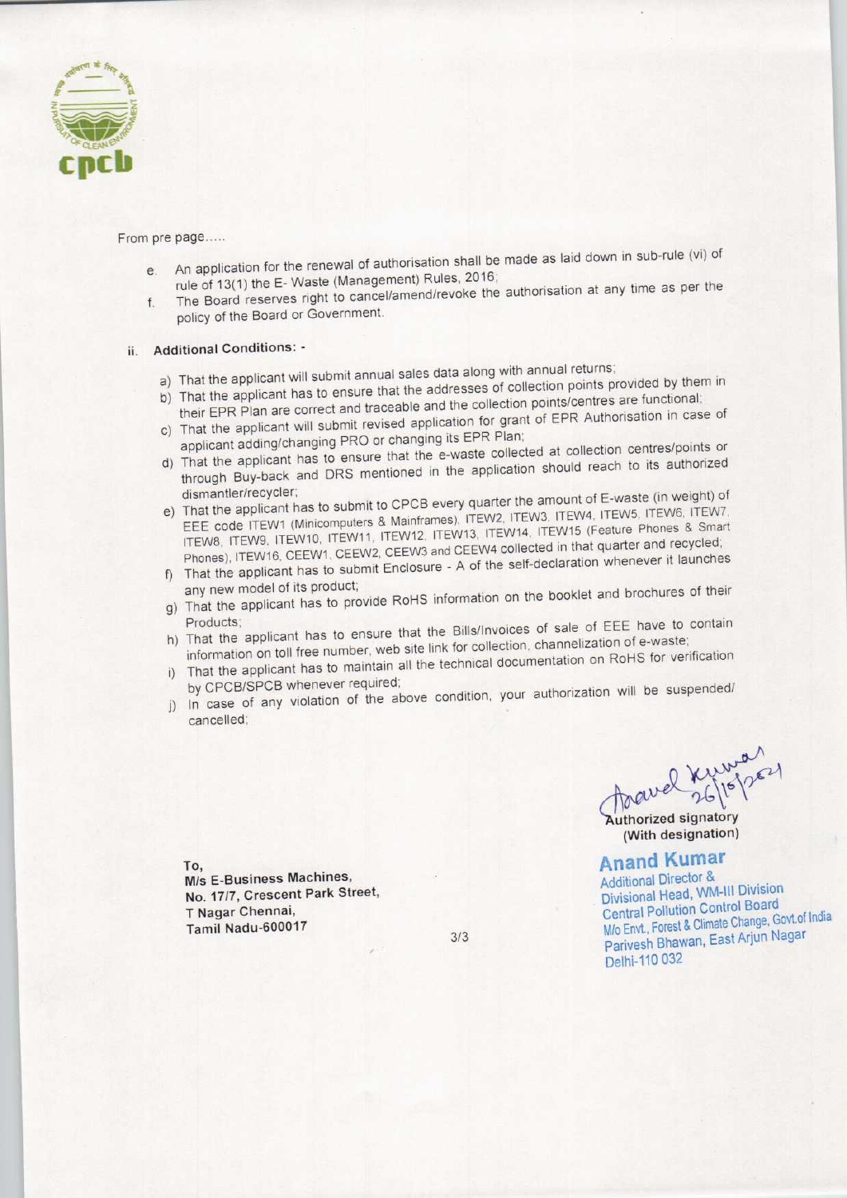From pre page.....

e. An application for the renewal of authorisation shall be made as laid down in sub-rule (vi) of rule of 13(1) the E- Waste (Management) Rules, 2016;
f. The Board reserves right to cancel/amend/revoke the authorisation at any time as per the policy of the Board or Government.

ii. **Additional Conditions: -**

a) That the applicant will submit annual sales data along with annual returns;
b) That the applicant has to ensure that the addresses of collection points provided by them in their EPR Plan are correct and traceable and the collection points/centres are functional;
c) That the applicant will submit revised application for grant of EPR Authorisation in case of applicant adding/changing PRO or changing its EPR Plan;
d) That the applicant has to ensure that the e-waste collected at collection centres/points or through Buy-back and DRS mentioned in the application should reach to its authorized dismantler/recycler;
e) That the applicant has to submit to CPCB every quarter the amount of E-waste (in weight) of EEE code ITEW1 (Minicomputers & Mainframes), ITEW2, ITEW3, ITEW4, ITEW5, ITEW6, ITEW7, ITEW8, ITEW9, ITEW10, ITEW11, ITEW12, ITEW13, ITEW14, ITEW15 (Feature Phones & Smart Phones), ITEW16, CEEW1, CEEW2, CEEW3 and CEEW4 collected in that quarter and recycled;
f) That the applicant has to submit Enclosure - A of the self-declaration whenever it launches any new model of its product;
g) That the applicant has to provide RoHS information on the booklet and brochures of their Products;
h) That the applicant has to ensure that the Bills/Invoices of sale of EEE have to contain information on toll free number, web site link for collection, channelization of e-waste;
i) That the applicant has to maintain all the technical documentation on RoHS for verification by CPCB/SPCB whenever required;
j) In case of any violation of the above condition, your authorization will be suspended/ cancelled;

Anand Kumar 26/10/2021

Authorized signatory
(With designation)

**Anand Kumar**
Additional Director &
Divisional Head, WM-III Division
Central Pollution Control Board
M/o Envt., Forest & Climate Change, Govt.of India
Parivesh Bhawan, East Arjun Nagar
Delhi-110 032

To,
**M/s E-Business Machines,**
**No. 17/7, Crescent Park Street,**
**T Nagar Chennai,**
**Tamil Nadu-600017**